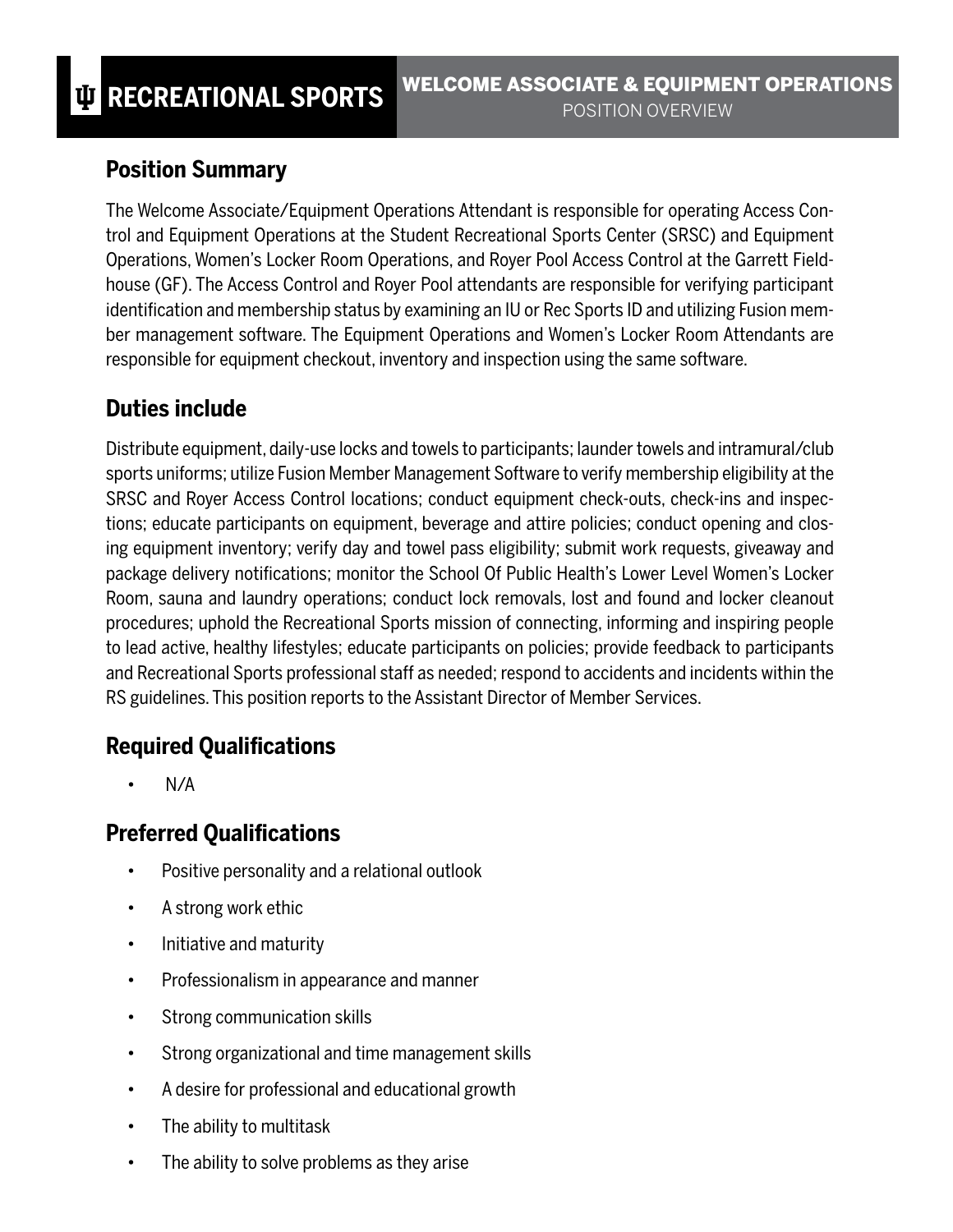# RECREATIONAL SPORTS

**WELCOME ASSOCIATE & EQUIPMENT OPERATIONS**
POSITION OVERVIEW

## Position Summary

The Welcome Associate/Equipment Operations Attendant is responsible for operating Access Control and Equipment Operations at the Student Recreational Sports Center (SRSC) and Equipment Operations, Women's Locker Room Operations, and Royer Pool Access Control at the Garrett Fieldhouse (GF). The Access Control and Royer Pool attendants are responsible for verifying participant identification and membership status by examining an IU or Rec Sports ID and utilizing Fusion member management software. The Equipment Operations and Women's Locker Room Attendants are responsible for equipment checkout, inventory and inspection using the same software.

## Duties include

Distribute equipment, daily-use locks and towels to participants; launder towels and intramural/club sports uniforms; utilize Fusion Member Management Software to verify membership eligibility at the SRSC and Royer Access Control locations; conduct equipment check-outs, check-ins and inspections; educate participants on equipment, beverage and attire policies; conduct opening and closing equipment inventory; verify day and towel pass eligibility; submit work requests, giveaway and package delivery notifications; monitor the School Of Public Health's Lower Level Women's Locker Room, sauna and laundry operations; conduct lock removals, lost and found and locker cleanout procedures; uphold the Recreational Sports mission of connecting, informing and inspiring people to lead active, healthy lifestyles; educate participants on policies; provide feedback to participants and Recreational Sports professional staff as needed; respond to accidents and incidents within the RS guidelines. This position reports to the Assistant Director of Member Services.

## Required Qualifications

- N/A

## Preferred Qualifications

- Positive personality and a relational outlook
- A strong work ethic
- Initiative and maturity
- Professionalism in appearance and manner
- Strong communication skills
- Strong organizational and time management skills
- A desire for professional and educational growth
- The ability to multitask
- The ability to solve problems as they arise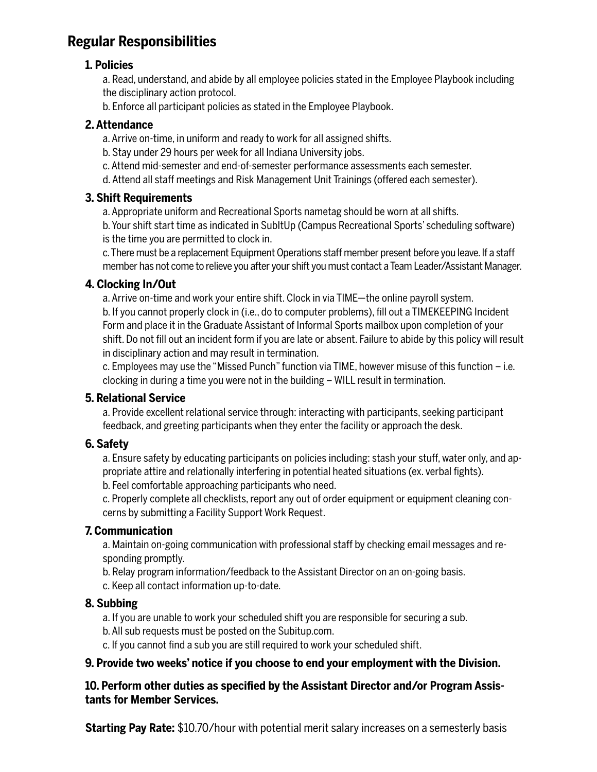## Regular Responsibilities

### 1. Policies

a. Read, understand, and abide by all employee policies stated in the Employee Playbook including the disciplinary action protocol.

b. Enforce all participant policies as stated in the Employee Playbook.

### 2. Attendance

a. Arrive on-time, in uniform and ready to work for all assigned shifts.

b. Stay under 29 hours per week for all Indiana University jobs.

c. Attend mid-semester and end-of-semester performance assessments each semester.

d. Attend all staff meetings and Risk Management Unit Trainings (offered each semester).

### 3. Shift Requirements

a. Appropriate uniform and Recreational Sports nametag should be worn at all shifts.

b. Your shift start time as indicated in SubItUp (Campus Recreational Sports' scheduling software) is the time you are permitted to clock in.

c. There must be a replacement Equipment Operations staff member present before you leave. If a staff member has not come to relieve you after your shift you must contact a Team Leader/Assistant Manager.

### 4. Clocking In/Out

a. Arrive on-time and work your entire shift. Clock in via TIME—the online payroll system.

b. If you cannot properly clock in (i.e., do to computer problems), fill out a TIMEKEEPING Incident Form and place it in the Graduate Assistant of Informal Sports mailbox upon completion of your shift. Do not fill out an incident form if you are late or absent. Failure to abide by this policy will result in disciplinary action and may result in termination.

c. Employees may use the "Missed Punch" function via TIME, however misuse of this function – i.e. clocking in during a time you were not in the building – WILL result in termination.

### 5. Relational Service

a. Provide excellent relational service through: interacting with participants, seeking participant feedback, and greeting participants when they enter the facility or approach the desk.

### 6. Safety

a. Ensure safety by educating participants on policies including: stash your stuff, water only, and appropriate attire and relationally interfering in potential heated situations (ex. verbal fights).

b. Feel comfortable approaching participants who need.

c. Properly complete all checklists, report any out of order equipment or equipment cleaning concerns by submitting a Facility Support Work Request.

### 7. Communication

a. Maintain on-going communication with professional staff by checking email messages and responding promptly.

b. Relay program information/feedback to the Assistant Director on an on-going basis.

c. Keep all contact information up-to-date.

### 8. Subbing

a. If you are unable to work your scheduled shift you are responsible for securing a sub.

b. All sub requests must be posted on the Subitup.com.

c. If you cannot find a sub you are still required to work your scheduled shift.

### 9. Provide two weeks' notice if you choose to end your employment with the Division.

### 10. Perform other duties as specified by the Assistant Director and/or Program Assistants for Member Services.

**Starting Pay Rate:** $10.70/hour with potential merit salary increases on a semesterly basis